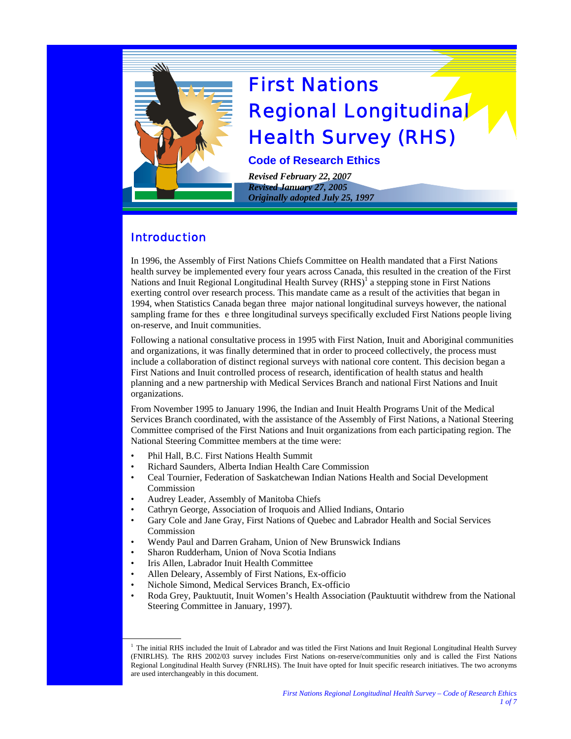# First Nations Regional Longitudinal Health Survey (RHS)

## Code of Research Ethics

***Revised February 22, 2007***
***Revised January 27, 2005***
***Originally adopted July 25, 1997***

## Introduction

In 1996, the Assembly of First Nations Chiefs Committee on Health mandated that a First Nations health survey be implemented every four years across Canada, this resulted in the creation of the First Nations and Inuit Regional Longitudinal Health Survey (RHS)[1] a stepping stone in First Nations exerting control over research process. This mandate came as a result of the activities that began in 1994, when Statistics Canada began three major national longitudinal surveys however, the national sampling frame for thes e three longitudinal surveys specifically excluded First Nations people living on-reserve, and Inuit communities.

Following a national consultative process in 1995 with First Nation, Inuit and Aboriginal communities and organizations, it was finally determined that in order to proceed collectively, the process must include a collaboration of distinct regional surveys with national core content. This decision began a First Nations and Inuit controlled process of research, identification of health status and health planning and a new partnership with Medical Services Branch and national First Nations and Inuit organizations.

From November 1995 to January 1996, the Indian and Inuit Health Programs Unit of the Medical Services Branch coordinated, with the assistance of the Assembly of First Nations, a National Steering Committee comprised of the First Nations and Inuit organizations from each participating region. The National Steering Committee members at the time were:

- Phil Hall, B.C. First Nations Health Summit
- Richard Saunders, Alberta Indian Health Care Commission
- Ceal Tournier, Federation of Saskatchewan Indian Nations Health and Social Development Commission
- Audrey Leader, Assembly of Manitoba Chiefs
- Cathryn George, Association of Iroquois and Allied Indians, Ontario
- Gary Cole and Jane Gray, First Nations of Quebec and Labrador Health and Social Services Commission
- Wendy Paul and Darren Graham, Union of New Brunswick Indians
- Sharon Rudderham, Union of Nova Scotia Indians
- Iris Allen, Labrador Inuit Health Committee
- Allen Deleary, Assembly of First Nations, Ex-officio
- Nichole Simond, Medical Services Branch, Ex-officio
- Roda Grey, Pauktuutit, Inuit Women's Health Association (Pauktuutit withdrew from the National Steering Committee in January, 1997).

---

[1] The initial RHS included the Inuit of Labrador and was titled the First Nations and Inuit Regional Longitudinal Health Survey (FNIRLHS). The RHS 2002/03 survey includes First Nations on-reserve/communities only and is called the First Nations Regional Longitudinal Health Survey (FNRLHS). The Inuit have opted for Inuit specific research initiatives. The two acronyms are used interchangeably in this document.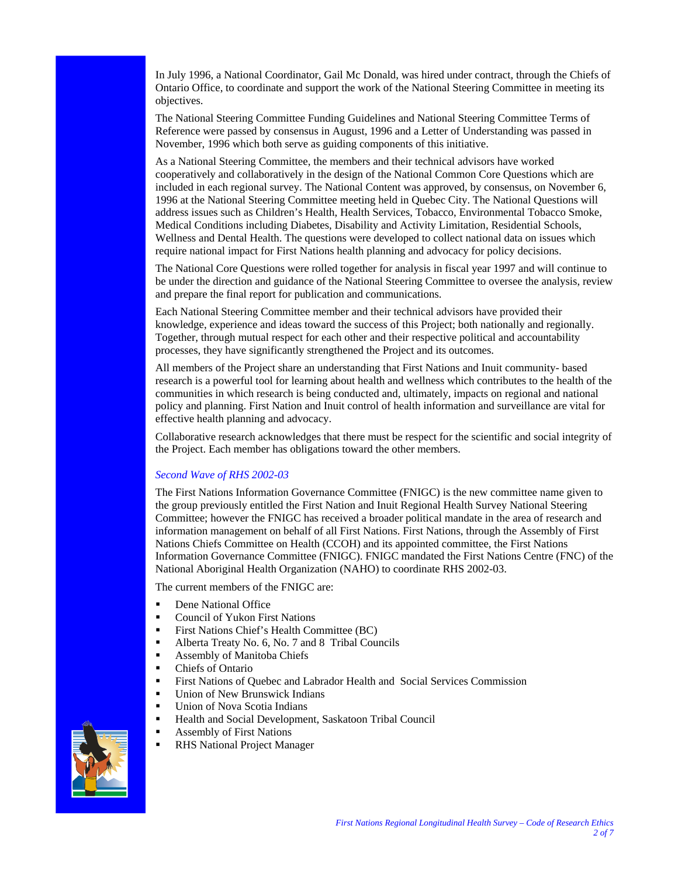In July 1996, a National Coordinator, Gail Mc Donald, was hired under contract, through the Chiefs of Ontario Office, to coordinate and support the work of the National Steering Committee in meeting its objectives.

The National Steering Committee Funding Guidelines and National Steering Committee Terms of Reference were passed by consensus in August, 1996 and a Letter of Understanding was passed in November, 1996 which both serve as guiding components of this initiative.

As a National Steering Committee, the members and their technical advisors have worked cooperatively and collaboratively in the design of the National Common Core Questions which are included in each regional survey. The National Content was approved, by consensus, on November 6, 1996 at the National Steering Committee meeting held in Quebec City. The National Questions will address issues such as Children's Health, Health Services, Tobacco, Environmental Tobacco Smoke, Medical Conditions including Diabetes, Disability and Activity Limitation, Residential Schools, Wellness and Dental Health. The questions were developed to collect national data on issues which require national impact for First Nations health planning and advocacy for policy decisions.

The National Core Questions were rolled together for analysis in fiscal year 1997 and will continue to be under the direction and guidance of the National Steering Committee to oversee the analysis, review and prepare the final report for publication and communications.

Each National Steering Committee member and their technical advisors have provided their knowledge, experience and ideas toward the success of this Project; both nationally and regionally. Together, through mutual respect for each other and their respective political and accountability processes, they have significantly strengthened the Project and its outcomes.

All members of the Project share an understanding that First Nations and Inuit community- based research is a powerful tool for learning about health and wellness which contributes to the health of the communities in which research is being conducted and, ultimately, impacts on regional and national policy and planning. First Nation and Inuit control of health information and surveillance are vital for effective health planning and advocacy.

Collaborative research acknowledges that there must be respect for the scientific and social integrity of the Project. Each member has obligations toward the other members.

### *Second Wave of RHS 2002-03*

The First Nations Information Governance Committee (FNIGC) is the new committee name given to the group previously entitled the First Nation and Inuit Regional Health Survey National Steering Committee; however the FNIGC has received a broader political mandate in the area of research and information management on behalf of all First Nations. First Nations, through the Assembly of First Nations Chiefs Committee on Health (CCOH) and its appointed committee, the First Nations Information Governance Committee (FNIGC). FNIGC mandated the First Nations Centre (FNC) of the National Aboriginal Health Organization (NAHO) to coordinate RHS 2002-03.

The current members of the FNIGC are:

- Dene National Office
- Council of Yukon First Nations
- First Nations Chief's Health Committee (BC)
- Alberta Treaty No. 6, No. 7 and 8 Tribal Councils
- Assembly of Manitoba Chiefs
- Chiefs of Ontario
- First Nations of Quebec and Labrador Health and Social Services Commission
- Union of New Brunswick Indians
- Union of Nova Scotia Indians
- Health and Social Development, Saskatoon Tribal Council
- Assembly of First Nations
- RHS National Project Manager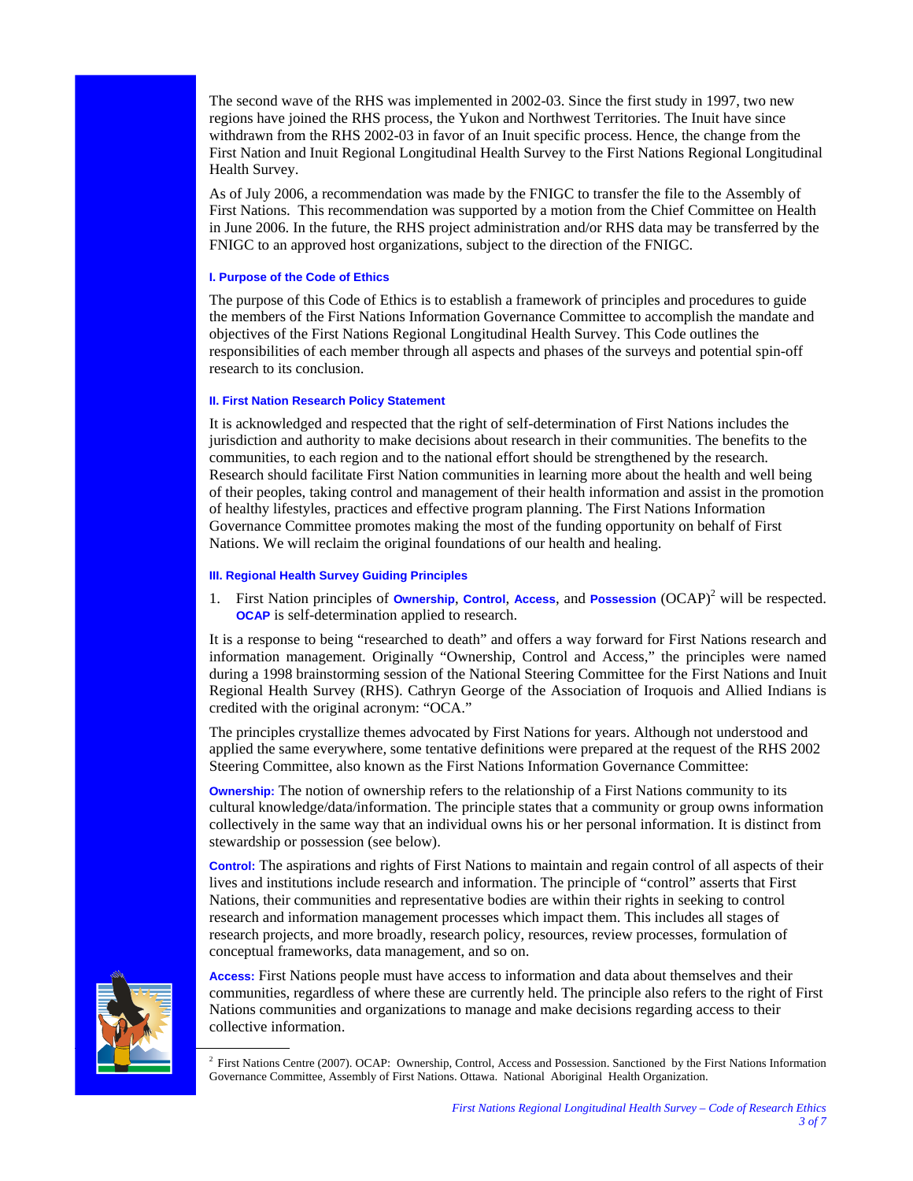The second wave of the RHS was implemented in 2002-03. Since the first study in 1997, two new regions have joined the RHS process, the Yukon and Northwest Territories. The Inuit have since withdrawn from the RHS 2002-03 in favor of an Inuit specific process. Hence, the change from the First Nation and Inuit Regional Longitudinal Health Survey to the First Nations Regional Longitudinal Health Survey.

As of July 2006, a recommendation was made by the FNIGC to transfer the file to the Assembly of First Nations. This recommendation was supported by a motion from the Chief Committee on Health in June 2006. In the future, the RHS project administration and/or RHS data may be transferred by the FNIGC to an approved host organizations, subject to the direction of the FNIGC.

#### I. Purpose of the Code of Ethics

The purpose of this Code of Ethics is to establish a framework of principles and procedures to guide the members of the First Nations Information Governance Committee to accomplish the mandate and objectives of the First Nations Regional Longitudinal Health Survey. This Code outlines the responsibilities of each member through all aspects and phases of the surveys and potential spin-off research to its conclusion.

#### II. First Nation Research Policy Statement

It is acknowledged and respected that the right of self-determination of First Nations includes the jurisdiction and authority to make decisions about research in their communities. The benefits to the communities, to each region and to the national effort should be strengthened by the research. Research should facilitate First Nation communities in learning more about the health and well being of their peoples, taking control and management of their health information and assist in the promotion of healthy lifestyles, practices and effective program planning. The First Nations Information Governance Committee promotes making the most of the funding opportunity on behalf of First Nations. We will reclaim the original foundations of our health and healing.

#### III. Regional Health Survey Guiding Principles

1. First Nation principles of **Ownership**, **Control**, **Access**, and **Possession** (OCAP)[2] will be respected. **OCAP** is self-determination applied to research.

It is a response to being "researched to death" and offers a way forward for First Nations research and information management. Originally "Ownership, Control and Access," the principles were named during a 1998 brainstorming session of the National Steering Committee for the First Nations and Inuit Regional Health Survey (RHS). Cathryn George of the Association of Iroquois and Allied Indians is credited with the original acronym: "OCA."

The principles crystallize themes advocated by First Nations for years. Although not understood and applied the same everywhere, some tentative definitions were prepared at the request of the RHS 2002 Steering Committee, also known as the First Nations Information Governance Committee:

**Ownership:** The notion of ownership refers to the relationship of a First Nations community to its cultural knowledge/data/information. The principle states that a community or group owns information collectively in the same way that an individual owns his or her personal information. It is distinct from stewardship or possession (see below).

**Control:** The aspirations and rights of First Nations to maintain and regain control of all aspects of their lives and institutions include research and information. The principle of "control" asserts that First Nations, their communities and representative bodies are within their rights in seeking to control research and information management processes which impact them. This includes all stages of research projects, and more broadly, research policy, resources, review processes, formulation of conceptual frameworks, data management, and so on.

**Access:** First Nations people must have access to information and data about themselves and their communities, regardless of where these are currently held. The principle also refers to the right of First Nations communities and organizations to manage and make decisions regarding access to their collective information.

---

[2] First Nations Centre (2007). OCAP: Ownership, Control, Access and Possession. Sanctioned by the First Nations Information Governance Committee, Assembly of First Nations. Ottawa. National Aboriginal Health Organization.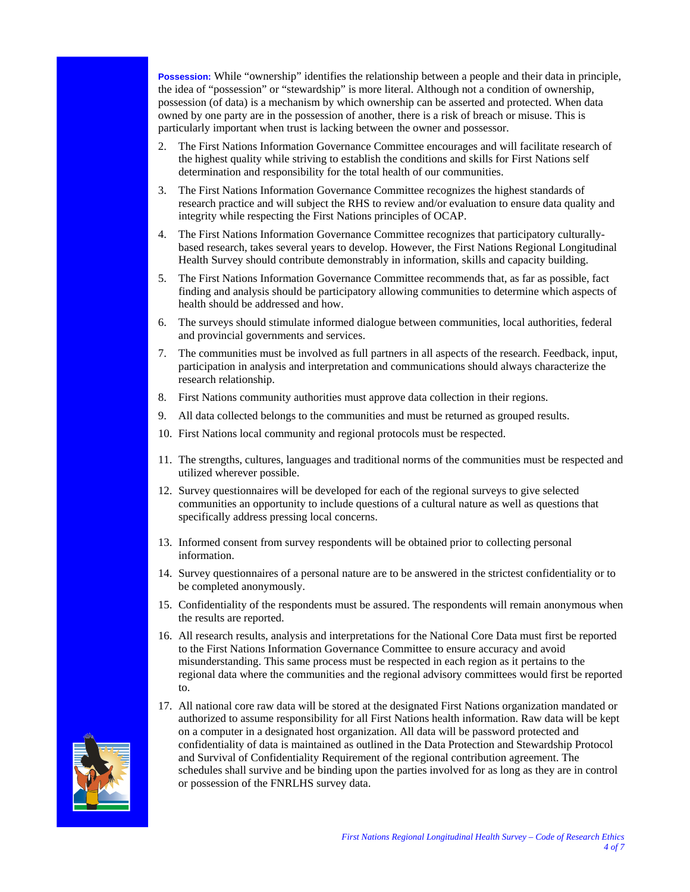**Possession:** While "ownership" identifies the relationship between a people and their data in principle, the idea of "possession" or "stewardship" is more literal. Although not a condition of ownership, possession (of data) is a mechanism by which ownership can be asserted and protected. When data owned by one party are in the possession of another, there is a risk of breach or misuse. This is particularly important when trust is lacking between the owner and possessor.

2. The First Nations Information Governance Committee encourages and will facilitate research of the highest quality while striving to establish the conditions and skills for First Nations self determination and responsibility for the total health of our communities.

3. The First Nations Information Governance Committee recognizes the highest standards of research practice and will subject the RHS to review and/or evaluation to ensure data quality and integrity while respecting the First Nations principles of OCAP.

4. The First Nations Information Governance Committee recognizes that participatory culturally-based research, takes several years to develop. However, the First Nations Regional Longitudinal Health Survey should contribute demonstrably in information, skills and capacity building.

5. The First Nations Information Governance Committee recommends that, as far as possible, fact finding and analysis should be participatory allowing communities to determine which aspects of health should be addressed and how.

6. The surveys should stimulate informed dialogue between communities, local authorities, federal and provincial governments and services.

7. The communities must be involved as full partners in all aspects of the research. Feedback, input, participation in analysis and interpretation and communications should always characterize the research relationship.

8. First Nations community authorities must approve data collection in their regions.

9. All data collected belongs to the communities and must be returned as grouped results.

10. First Nations local community and regional protocols must be respected.

11. The strengths, cultures, languages and traditional norms of the communities must be respected and utilized wherever possible.

12. Survey questionnaires will be developed for each of the regional surveys to give selected communities an opportunity to include questions of a cultural nature as well as questions that specifically address pressing local concerns.

13. Informed consent from survey respondents will be obtained prior to collecting personal information.

14. Survey questionnaires of a personal nature are to be answered in the strictest confidentiality or to be completed anonymously.

15. Confidentiality of the respondents must be assured. The respondents will remain anonymous when the results are reported.

16. All research results, analysis and interpretations for the National Core Data must first be reported to the First Nations Information Governance Committee to ensure accuracy and avoid misunderstanding. This same process must be respected in each region as it pertains to the regional data where the communities and the regional advisory committees would first be reported to.

17. All national core raw data will be stored at the designated First Nations organization mandated or authorized to assume responsibility for all First Nations health information. Raw data will be kept on a computer in a designated host organization. All data will be password protected and confidentiality of data is maintained as outlined in the Data Protection and Stewardship Protocol and Survival of Confidentiality Requirement of the regional contribution agreement. The schedules shall survive and be binding upon the parties involved for as long as they are in control or possession of the FNRLHS survey data.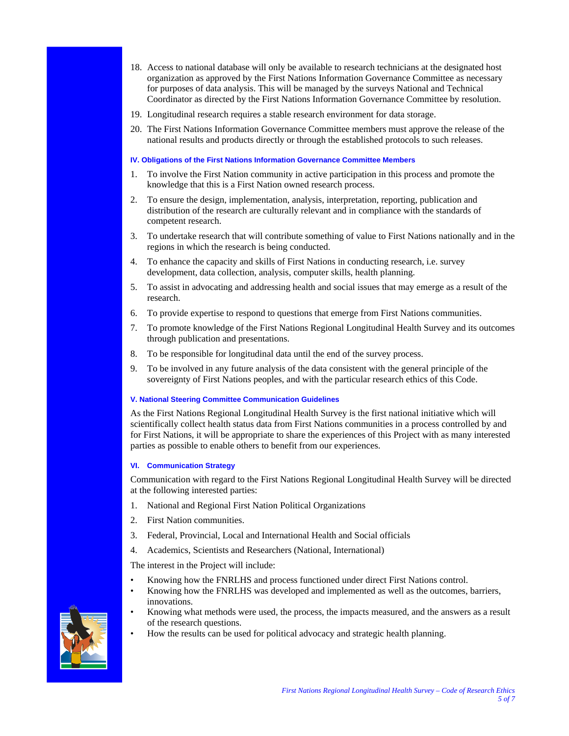18. Access to national database will only be available to research technicians at the designated host organization as approved by the First Nations Information Governance Committee as necessary for purposes of data analysis. This will be managed by the surveys National and Technical Coordinator as directed by the First Nations Information Governance Committee by resolution.
19. Longitudinal research requires a stable research environment for data storage.
20. The First Nations Information Governance Committee members must approve the release of the national results and products directly or through the established protocols to such releases.

#### IV. Obligations of the First Nations Information Governance Committee Members

1. To involve the First Nation community in active participation in this process and promote the knowledge that this is a First Nation owned research process.
2. To ensure the design, implementation, analysis, interpretation, reporting, publication and distribution of the research are culturally relevant and in compliance with the standards of competent research.
3. To undertake research that will contribute something of value to First Nations nationally and in the regions in which the research is being conducted.
4. To enhance the capacity and skills of First Nations in conducting research, i.e. survey development, data collection, analysis, computer skills, health planning.
5. To assist in advocating and addressing health and social issues that may emerge as a result of the research.
6. To provide expertise to respond to questions that emerge from First Nations communities.
7. To promote knowledge of the First Nations Regional Longitudinal Health Survey and its outcomes through publication and presentations.
8. To be responsible for longitudinal data until the end of the survey process.
9. To be involved in any future analysis of the data consistent with the general principle of the sovereignty of First Nations peoples, and with the particular research ethics of this Code.

#### V. National Steering Committee Communication Guidelines

As the First Nations Regional Longitudinal Health Survey is the first national initiative which will scientifically collect health status data from First Nations communities in a process controlled by and for First Nations, it will be appropriate to share the experiences of this Project with as many interested parties as possible to enable others to benefit from our experiences.

#### VI. Communication Strategy

Communication with regard to the First Nations Regional Longitudinal Health Survey will be directed at the following interested parties:

1. National and Regional First Nation Political Organizations
2. First Nation communities.
3. Federal, Provincial, Local and International Health and Social officials
4. Academics, Scientists and Researchers (National, International)

The interest in the Project will include:

- Knowing how the FNRLHS and process functioned under direct First Nations control.
- Knowing how the FNRLHS was developed and implemented as well as the outcomes, barriers, innovations.
- Knowing what methods were used, the process, the impacts measured, and the answers as a result of the research questions.
- How the results can be used for political advocacy and strategic health planning.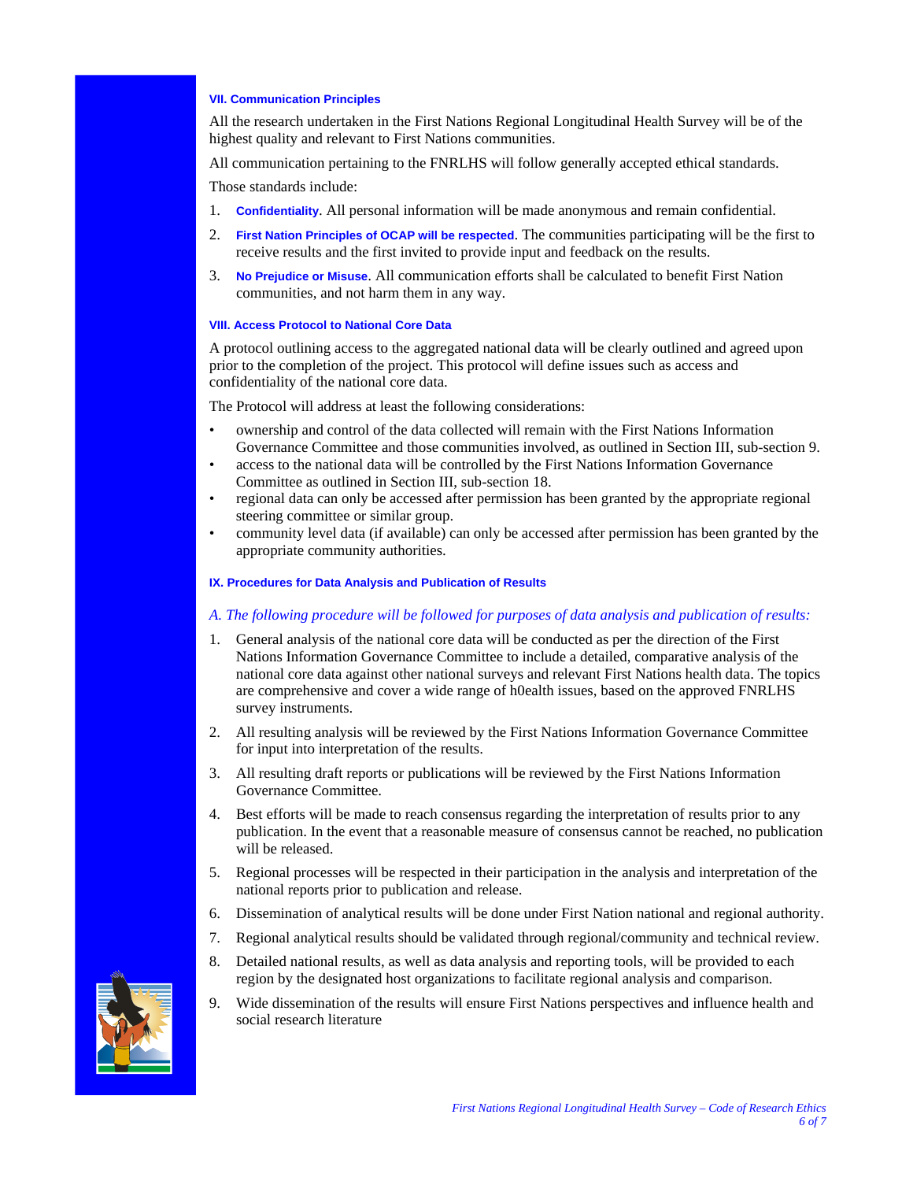### VII. Communication Principles

All the research undertaken in the First Nations Regional Longitudinal Health Survey will be of the highest quality and relevant to First Nations communities.

All communication pertaining to the FNRLHS will follow generally accepted ethical standards.

Those standards include:

1. **Confidentiality**. All personal information will be made anonymous and remain confidential.
2. **First Nation Principles of OCAP will be respected**. The communities participating will be the first to receive results and the first invited to provide input and feedback on the results.
3. **No Prejudice or Misuse**. All communication efforts shall be calculated to benefit First Nation communities, and not harm them in any way.

### VIII. Access Protocol to National Core Data

A protocol outlining access to the aggregated national data will be clearly outlined and agreed upon prior to the completion of the project. This protocol will define issues such as access and confidentiality of the national core data.

The Protocol will address at least the following considerations:

- ownership and control of the data collected will remain with the First Nations Information Governance Committee and those communities involved, as outlined in Section III, sub-section 9.
- access to the national data will be controlled by the First Nations Information Governance Committee as outlined in Section III, sub-section 18.
- regional data can only be accessed after permission has been granted by the appropriate regional steering committee or similar group.
- community level data (if available) can only be accessed after permission has been granted by the appropriate community authorities.

### IX. Procedures for Data Analysis and Publication of Results

*A. The following procedure will be followed for purposes of data analysis and publication of results:*

1. General analysis of the national core data will be conducted as per the direction of the First Nations Information Governance Committee to include a detailed, comparative analysis of the national core data against other national surveys and relevant First Nations health data. The topics are comprehensive and cover a wide range of h0ealth issues, based on the approved FNRLHS survey instruments.
2. All resulting analysis will be reviewed by the First Nations Information Governance Committee for input into interpretation of the results.
3. All resulting draft reports or publications will be reviewed by the First Nations Information Governance Committee.
4. Best efforts will be made to reach consensus regarding the interpretation of results prior to any publication. In the event that a reasonable measure of consensus cannot be reached, no publication will be released.
5. Regional processes will be respected in their participation in the analysis and interpretation of the national reports prior to publication and release.
6. Dissemination of analytical results will be done under First Nation national and regional authority.
7. Regional analytical results should be validated through regional/community and technical review.
8. Detailed national results, as well as data analysis and reporting tools, will be provided to each region by the designated host organizations to facilitate regional analysis and comparison.
9. Wide dissemination of the results will ensure First Nations perspectives and influence health and social research literature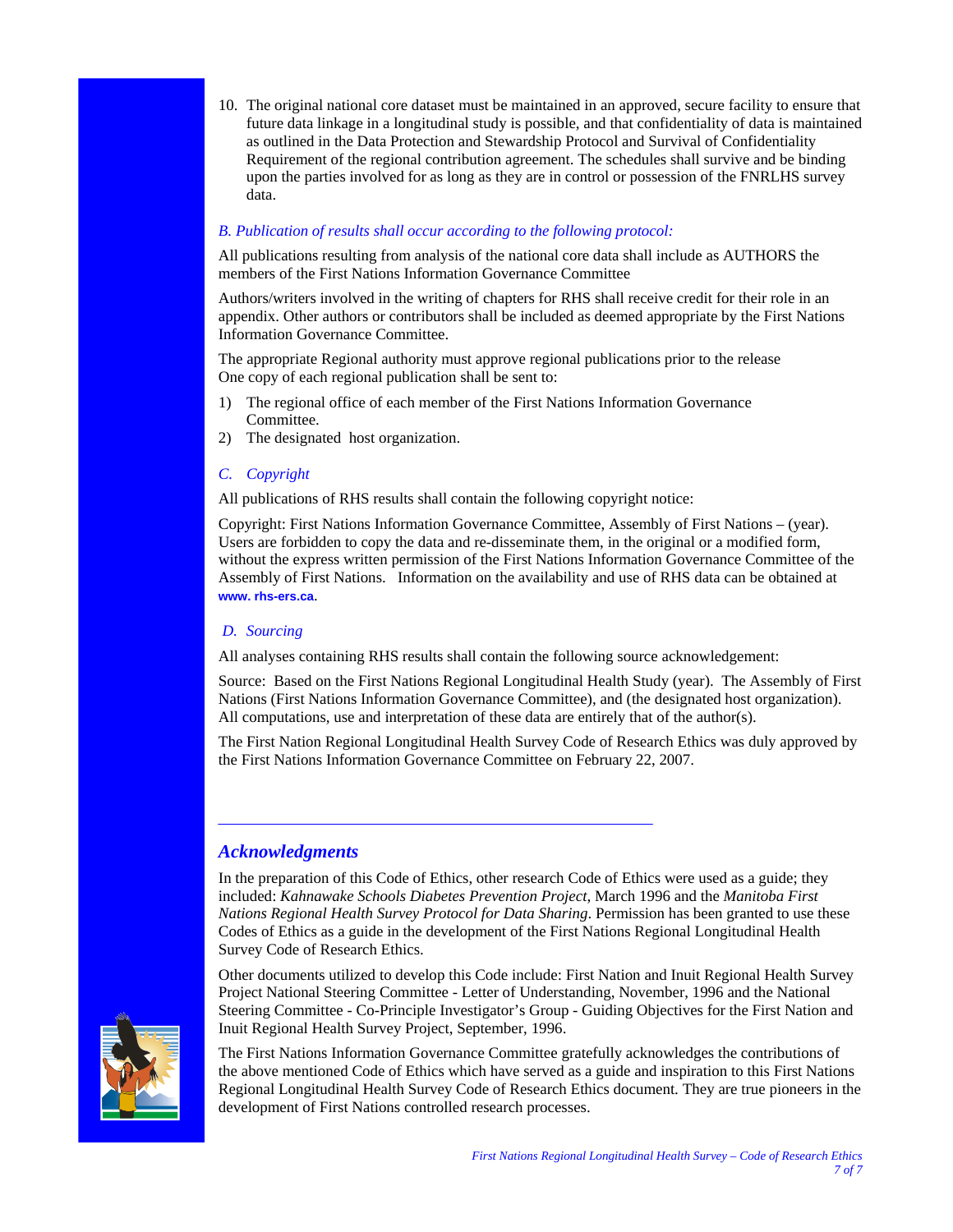10. The original national core dataset must be maintained in an approved, secure facility to ensure that future data linkage in a longitudinal study is possible, and that confidentiality of data is maintained as outlined in the Data Protection and Stewardship Protocol and Survival of Confidentiality Requirement of the regional contribution agreement. The schedules shall survive and be binding upon the parties involved for as long as they are in control or possession of the FNRLHS survey data.

*B. Publication of results shall occur according to the following protocol:*

All publications resulting from analysis of the national core data shall include as AUTHORS the members of the First Nations Information Governance Committee

Authors/writers involved in the writing of chapters for RHS shall receive credit for their role in an appendix. Other authors or contributors shall be included as deemed appropriate by the First Nations Information Governance Committee.

The appropriate Regional authority must approve regional publications prior to the release
One copy of each regional publication shall be sent to:

1) The regional office of each member of the First Nations Information Governance Committee.
2) The designated host organization.

*C. Copyright*

All publications of RHS results shall contain the following copyright notice:

Copyright: First Nations Information Governance Committee, Assembly of First Nations – (year). Users are forbidden to copy the data and re-disseminate them, in the original or a modified form, without the express written permission of the First Nations Information Governance Committee of the Assembly of First Nations. Information on the availability and use of RHS data can be obtained at **www. rhs-ers.ca**.

*D. Sourcing*

All analyses containing RHS results shall contain the following source acknowledgement:

Source: Based on the First Nations Regional Longitudinal Health Study (year). The Assembly of First Nations (First Nations Information Governance Committee), and (the designated host organization). All computations, use and interpretation of these data are entirely that of the author(s).

The First Nation Regional Longitudinal Health Survey Code of Research Ethics was duly approved by the First Nations Information Governance Committee on February 22, 2007.

---

## *Acknowledgments*

In the preparation of this Code of Ethics, other research Code of Ethics were used as a guide; they included: *Kahnawake Schools Diabetes Prevention Project*, March 1996 and the *Manitoba First Nations Regional Health Survey Protocol for Data Sharing*. Permission has been granted to use these Codes of Ethics as a guide in the development of the First Nations Regional Longitudinal Health Survey Code of Research Ethics.

Other documents utilized to develop this Code include: First Nation and Inuit Regional Health Survey Project National Steering Committee - Letter of Understanding, November, 1996 and the National Steering Committee - Co-Principle Investigator's Group - Guiding Objectives for the First Nation and Inuit Regional Health Survey Project, September, 1996.

The First Nations Information Governance Committee gratefully acknowledges the contributions of the above mentioned Code of Ethics which have served as a guide and inspiration to this First Nations Regional Longitudinal Health Survey Code of Research Ethics document. They are true pioneers in the development of First Nations controlled research processes.